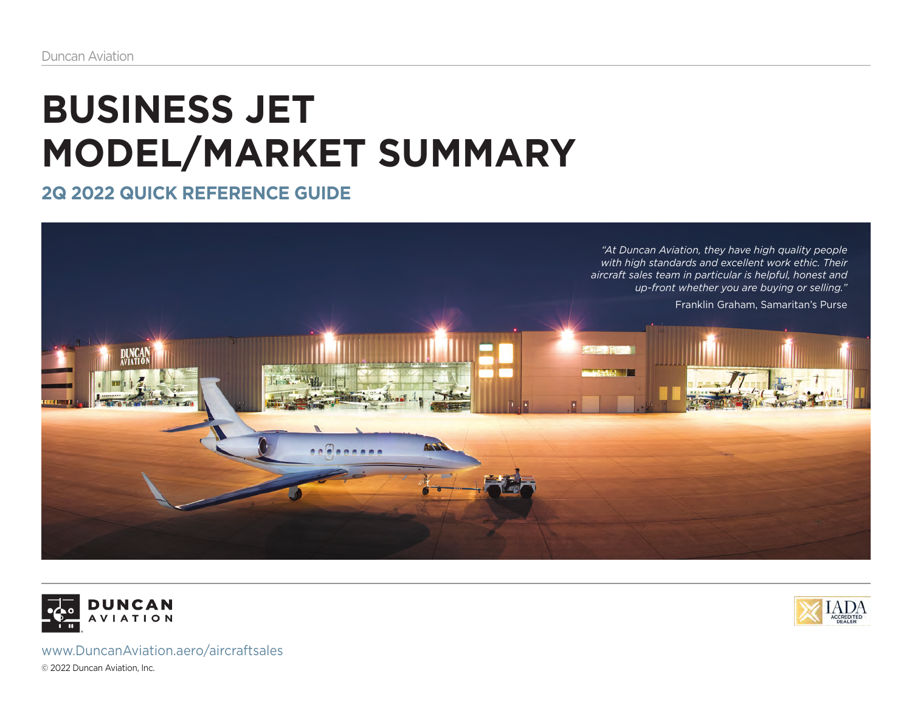Duncan Aviation

# BUSINESS JET MODEL/MARKET SUMMARY

## 2Q 2022 QUICK REFERENCE GUIDE

*"At Duncan Aviation, they have high quality people with high standards and excellent work ethic. Their aircraft sales team in particular is helpful, honest and up-front whether you are buying or selling."*

Franklin Graham, Samaritan's Purse

DUNCAN AVIATION

IADA ACCREDITED DEALER

www.DuncanAviation.aero/aircraftsales

© 2022 Duncan Aviation, Inc.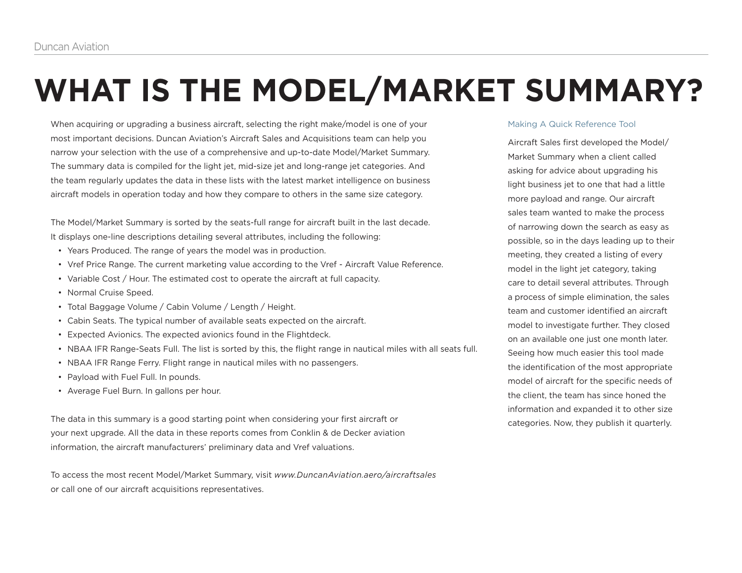# WHAT IS THE MODEL/MARKET SUMMARY?

When acquiring or upgrading a business aircraft, selecting the right make/model is one of your most important decisions. Duncan Aviation's Aircraft Sales and Acquisitions team can help you narrow your selection with the use of a comprehensive and up-to-date Model/Market Summary. The summary data is compiled for the light jet, mid-size jet and long-range jet categories. And the team regularly updates the data in these lists with the latest market intelligence on business aircraft models in operation today and how they compare to others in the same size category.

The Model/Market Summary is sorted by the seats-full range for aircraft built in the last decade. It displays one-line descriptions detailing several attributes, including the following:

- Years Produced. The range of years the model was in production.
- Vref Price Range. The current marketing value according to the Vref - Aircraft Value Reference.
- Variable Cost / Hour. The estimated cost to operate the aircraft at full capacity.
- Normal Cruise Speed.
- Total Baggage Volume / Cabin Volume / Length / Height.
- Cabin Seats. The typical number of available seats expected on the aircraft.
- Expected Avionics. The expected avionics found in the Flightdeck.
- NBAA IFR Range-Seats Full. The list is sorted by this, the flight range in nautical miles with all seats full.
- NBAA IFR Range Ferry. Flight range in nautical miles with no passengers.
- Payload with Fuel Full. In pounds.
- Average Fuel Burn. In gallons per hour.

The data in this summary is a good starting point when considering your first aircraft or your next upgrade. All the data in these reports comes from Conklin & de Decker aviation information, the aircraft manufacturers' preliminary data and Vref valuations.

To access the most recent Model/Market Summary, visit *www.DuncanAviation.aero/aircraftsales* or call one of our aircraft acquisitions representatives.

### Making A Quick Reference Tool

Aircraft Sales first developed the Model/Market Summary when a client called asking for advice about upgrading his light business jet to one that had a little more payload and range. Our aircraft sales team wanted to make the process of narrowing down the search as easy as possible, so in the days leading up to their meeting, they created a listing of every model in the light jet category, taking care to detail several attributes. Through a process of simple elimination, the sales team and customer identified an aircraft model to investigate further. They closed on an available one just one month later. Seeing how much easier this tool made the identification of the most appropriate model of aircraft for the specific needs of the client, the team has since honed the information and expanded it to other size categories. Now, they publish it quarterly.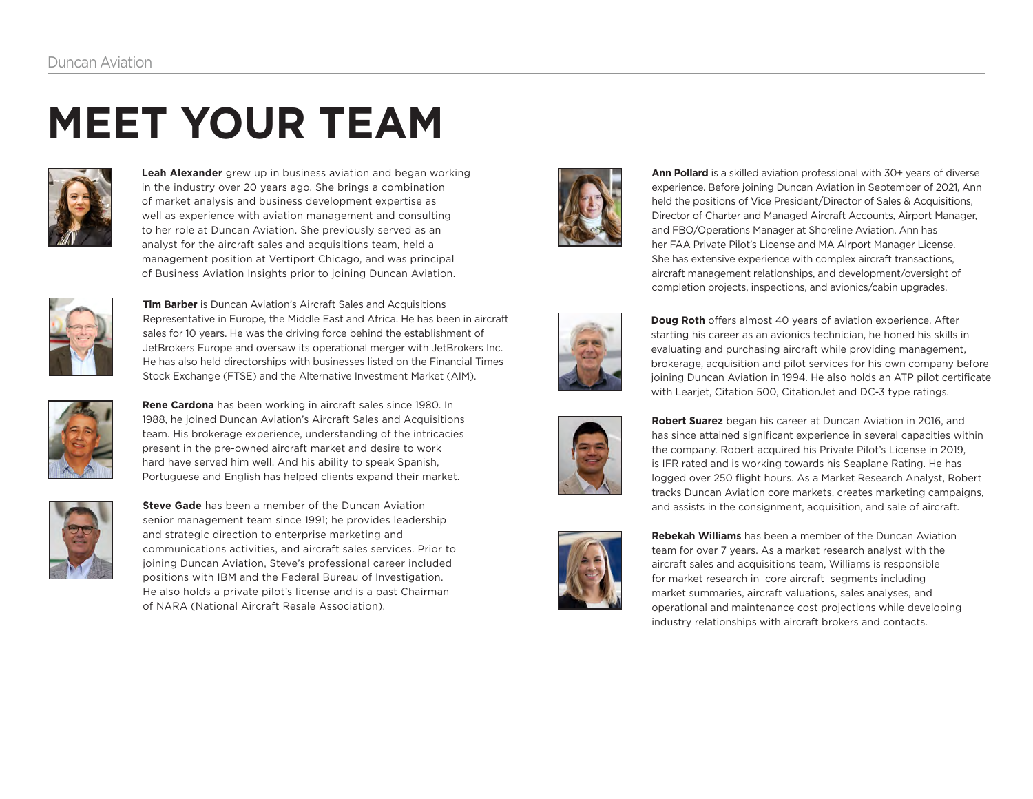# MEET YOUR TEAM

**Leah Alexander** grew up in business aviation and began working in the industry over 20 years ago. She brings a combination of market analysis and business development expertise as well as experience with aviation management and consulting to her role at Duncan Aviation. She previously served as an analyst for the aircraft sales and acquisitions team, held a management position at Vertiport Chicago, and was principal of Business Aviation Insights prior to joining Duncan Aviation.

**Tim Barber** is Duncan Aviation's Aircraft Sales and Acquisitions Representative in Europe, the Middle East and Africa. He has been in aircraft sales for 10 years. He was the driving force behind the establishment of JetBrokers Europe and oversaw its operational merger with JetBrokers Inc. He has also held directorships with businesses listed on the Financial Times Stock Exchange (FTSE) and the Alternative Investment Market (AIM).

**Rene Cardona** has been working in aircraft sales since 1980. In 1988, he joined Duncan Aviation's Aircraft Sales and Acquisitions team. His brokerage experience, understanding of the intricacies present in the pre-owned aircraft market and desire to work hard have served him well. And his ability to speak Spanish, Portuguese and English has helped clients expand their market.

**Steve Gade** has been a member of the Duncan Aviation senior management team since 1991; he provides leadership and strategic direction to enterprise marketing and communications activities, and aircraft sales services. Prior to joining Duncan Aviation, Steve's professional career included positions with IBM and the Federal Bureau of Investigation. He also holds a private pilot's license and is a past Chairman of NARA (National Aircraft Resale Association).

**Ann Pollard** is a skilled aviation professional with 30+ years of diverse experience. Before joining Duncan Aviation in September of 2021, Ann held the positions of Vice President/Director of Sales & Acquisitions, Director of Charter and Managed Aircraft Accounts, Airport Manager, and FBO/Operations Manager at Shoreline Aviation. Ann has her FAA Private Pilot's License and MA Airport Manager License. She has extensive experience with complex aircraft transactions, aircraft management relationships, and development/oversight of completion projects, inspections, and avionics/cabin upgrades.

**Doug Roth** offers almost 40 years of aviation experience. After starting his career as an avionics technician, he honed his skills in evaluating and purchasing aircraft while providing management, brokerage, acquisition and pilot services for his own company before joining Duncan Aviation in 1994. He also holds an ATP pilot certificate with Learjet, Citation 500, CitationJet and DC-3 type ratings.

**Robert Suarez** began his career at Duncan Aviation in 2016, and has since attained significant experience in several capacities within the company. Robert acquired his Private Pilot's License in 2019, is IFR rated and is working towards his Seaplane Rating. He has logged over 250 flight hours. As a Market Research Analyst, Robert tracks Duncan Aviation core markets, creates marketing campaigns, and assists in the consignment, acquisition, and sale of aircraft.

**Rebekah Williams** has been a member of the Duncan Aviation team for over 7 years. As a market research analyst with the aircraft sales and acquisitions team, Williams is responsible for market research in core aircraft segments including market summaries, aircraft valuations, sales analyses, and operational and maintenance cost projections while developing industry relationships with aircraft brokers and contacts.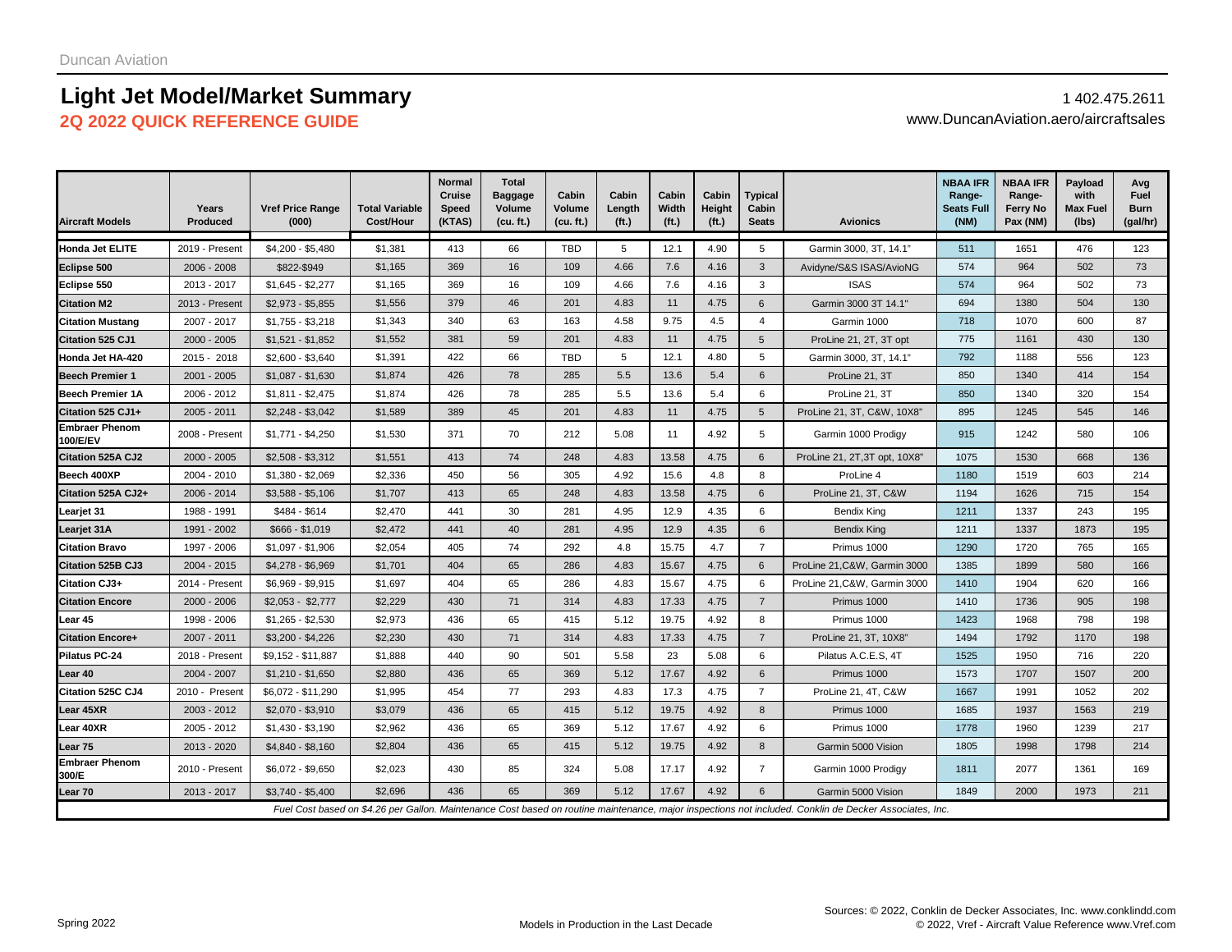Duncan Aviation

# Light Jet Model/Market Summary

## 2Q 2022 QUICK REFERENCE GUIDE

1 402.475.2611
www.DuncanAviation.aero/aircraftsales

| Aircraft Models | Years Produced | Vref Price Range (000) | Total Variable Cost/Hour | Normal Cruise Speed (KTAS) | Total Baggage Volume (cu. ft.) | Cabin Volume (cu. ft.) | Cabin Length (ft.) | Cabin Width (ft.) | Cabin Height (ft.) | Typical Cabin Seats | Avionics | NBAA IFR Range-Seats Full (NM) | NBAA IFR Range-Ferry No Pax (NM) | Payload with Max Fuel (lbs) | Avg Fuel Burn (gal/hr) |
|---|---|---|---|---|---|---|---|---|---|---|---|---|---|---|---|
| Honda Jet ELITE | 2019 - Present | $4,200 - $5,480 | $1,381 | 413 | 66 | TBD | 5 | 12.1 | 4.90 | 5 | Garmin 3000, 3T, 14.1" | 511 | 1651 | 476 | 123 |
| Eclipse 500 | 2006 - 2008 | $822-$949 | $1,165 | 369 | 16 | 109 | 4.66 | 7.6 | 4.16 | 3 | Avidyne/S&S ISAS/AvioNG | 574 | 964 | 502 | 73 |
| Eclipse 550 | 2013 - 2017 | $1,645 - $2,277 | $1,165 | 369 | 16 | 109 | 4.66 | 7.6 | 4.16 | 3 | ISAS | 574 | 964 | 502 | 73 |
| Citation M2 | 2013 - Present | $2,973 - $5,855 | $1,556 | 379 | 46 | 201 | 4.83 | 11 | 4.75 | 6 | Garmin 3000 3T 14.1" | 694 | 1380 | 504 | 130 |
| Citation Mustang | 2007 - 2017 | $1,755 - $3,218 | $1,343 | 340 | 63 | 163 | 4.58 | 9.75 | 4.5 | 4 | Garmin 1000 | 718 | 1070 | 600 | 87 |
| Citation 525 CJ1 | 2000 - 2005 | $1,521 - $1,852 | $1,552 | 381 | 59 | 201 | 4.83 | 11 | 4.75 | 5 | ProLine 21, 2T, 3T opt | 775 | 1161 | 430 | 130 |
| Honda Jet HA-420 | 2015 - 2018 | $2,600 - $3,640 | $1,391 | 422 | 66 | TBD | 5 | 12.1 | 4.80 | 5 | Garmin 3000, 3T, 14.1" | 792 | 1188 | 556 | 123 |
| Beech Premier 1 | 2001 - 2005 | $1,087 - $1,630 | $1,874 | 426 | 78 | 285 | 5.5 | 13.6 | 5.4 | 6 | ProLine 21, 3T | 850 | 1340 | 414 | 154 |
| Beech Premier 1A | 2006 - 2012 | $1,811 - $2,475 | $1,874 | 426 | 78 | 285 | 5.5 | 13.6 | 5.4 | 6 | ProLine 21, 3T | 850 | 1340 | 320 | 154 |
| Citation 525 CJ1+ | 2005 - 2011 | $2,248 - $3,042 | $1,589 | 389 | 45 | 201 | 4.83 | 11 | 4.75 | 5 | ProLine 21, 3T, C&W, 10X8" | 895 | 1245 | 545 | 146 |
| Embraer Phenom 100/E/EV | 2008 - Present | $1,771 - $4,250 | $1,530 | 371 | 70 | 212 | 5.08 | 11 | 4.92 | 5 | Garmin 1000 Prodigy | 915 | 1242 | 580 | 106 |
| Citation 525A CJ2 | 2000 - 2005 | $2,508 - $3,312 | $1,551 | 413 | 74 | 248 | 4.83 | 13.58 | 4.75 | 6 | ProLine 21, 2T,3T opt, 10X8" | 1075 | 1530 | 668 | 136 |
| Beech 400XP | 2004 - 2010 | $1,380 - $2,069 | $2,336 | 450 | 56 | 305 | 4.92 | 15.6 | 4.8 | 8 | ProLine 4 | 1180 | 1519 | 603 | 214 |
| Citation 525A CJ2+ | 2006 - 2014 | $3,588 - $5,106 | $1,707 | 413 | 65 | 248 | 4.83 | 13.58 | 4.75 | 6 | ProLine 21, 3T, C&W | 1194 | 1626 | 715 | 154 |
| Learjet 31 | 1988 - 1991 | $484 - $614 | $2,470 | 441 | 30 | 281 | 4.95 | 12.9 | 4.35 | 6 | Bendix King | 1211 | 1337 | 243 | 195 |
| Learjet 31A | 1991 - 2002 | $666 - $1,019 | $2,472 | 441 | 40 | 281 | 4.95 | 12.9 | 4.35 | 6 | Bendix King | 1211 | 1337 | 1873 | 195 |
| Citation Bravo | 1997 - 2006 | $1,097 - $1,906 | $2,054 | 405 | 74 | 292 | 4.8 | 15.75 | 4.7 | 7 | Primus 1000 | 1290 | 1720 | 765 | 165 |
| Citation 525B CJ3 | 2004 - 2015 | $4,278 - $6,969 | $1,701 | 404 | 65 | 286 | 4.83 | 15.67 | 4.75 | 6 | ProLine 21,C&W, Garmin 3000 | 1385 | 1899 | 580 | 166 |
| Citation CJ3+ | 2014 - Present | $6,969 - $9,915 | $1,697 | 404 | 65 | 286 | 4.83 | 15.67 | 4.75 | 6 | ProLine 21,C&W, Garmin 3000 | 1410 | 1904 | 620 | 166 |
| Citation Encore | 2000 - 2006 | $2,053 - $2,777 | $2,229 | 430 | 71 | 314 | 4.83 | 17.33 | 4.75 | 7 | Primus 1000 | 1410 | 1736 | 905 | 198 |
| Lear 45 | 1998 - 2006 | $1,265 - $2,530 | $2,973 | 436 | 65 | 415 | 5.12 | 19.75 | 4.92 | 8 | Primus 1000 | 1423 | 1968 | 798 | 198 |
| Citation Encore+ | 2007 - 2011 | $3,200 - $4,226 | $2,230 | 430 | 71 | 314 | 4.83 | 17.33 | 4.75 | 7 | ProLine 21, 3T, 10X8" | 1494 | 1792 | 1170 | 198 |
| Pilatus PC-24 | 2018 - Present | $9,152 - $11,887 | $1,888 | 440 | 90 | 501 | 5.58 | 23 | 5.08 | 6 | Pilatus A.C.E.S, 4T | 1525 | 1950 | 716 | 220 |
| Lear 40 | 2004 - 2007 | $1,210 - $1,650 | $2,880 | 436 | 65 | 369 | 5.12 | 17.67 | 4.92 | 6 | Primus 1000 | 1573 | 1707 | 1507 | 200 |
| Citation 525C CJ4 | 2010 - Present | $6,072 - $11,290 | $1,995 | 454 | 77 | 293 | 4.83 | 17.3 | 4.75 | 7 | ProLine 21, 4T, C&W | 1667 | 1991 | 1052 | 202 |
| Lear 45XR | 2003 - 2012 | $2,070 - $3,910 | $3,079 | 436 | 65 | 415 | 5.12 | 19.75 | 4.92 | 8 | Primus 1000 | 1685 | 1937 | 1563 | 219 |
| Lear 40XR | 2005 - 2012 | $1,430 - $3,190 | $2,962 | 436 | 65 | 369 | 5.12 | 17.67 | 4.92 | 6 | Primus 1000 | 1778 | 1960 | 1239 | 217 |
| Lear 75 | 2013 - 2020 | $4,840 - $8,160 | $2,804 | 436 | 65 | 415 | 5.12 | 19.75 | 4.92 | 8 | Garmin 5000 Vision | 1805 | 1998 | 1798 | 214 |
| Embraer Phenom 300/E | 2010 - Present | $6,072 - $9,650 | $2,023 | 430 | 85 | 324 | 5.08 | 17.17 | 4.92 | 7 | Garmin 1000 Prodigy | 1811 | 2077 | 1361 | 169 |
| Lear 70 | 2013 - 2017 | $3,740 - $5,400 | $2,696 | 436 | 65 | 369 | 5.12 | 17.67 | 4.92 | 6 | Garmin 5000 Vision | 1849 | 2000 | 1973 | 211 |

*Fuel Cost based on $4.26 per Gallon. Maintenance Cost based on routine maintenance, major inspections not included. Conklin de Decker Associates, Inc.*

Spring 2022

Models in Production in the Last Decade

Sources: © 2022, Conklin de Decker Associates, Inc. www.conklindd.com
© 2022, Vref - Aircraft Value Reference www.Vref.com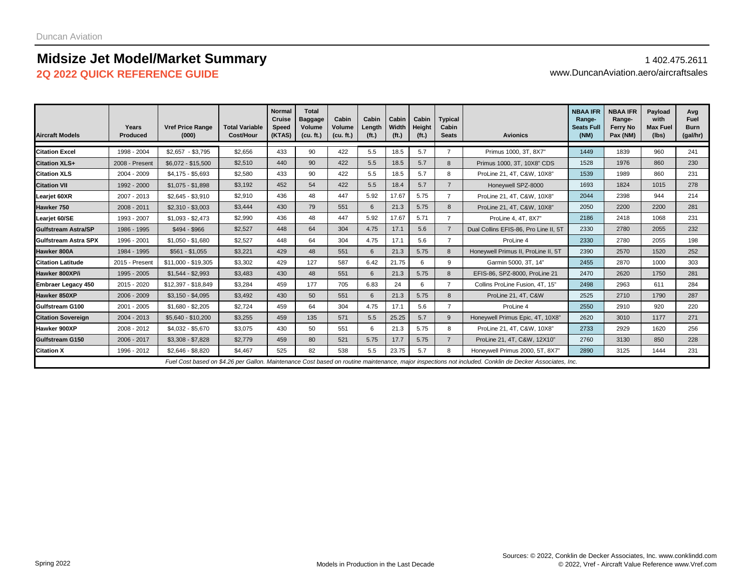Duncan Aviation

# Midsize Jet Model/Market Summary

## 2Q 2022 QUICK REFERENCE GUIDE

1 402.475.2611
www.DuncanAviation.aero/aircraftsales

| Aircraft Models | Years Produced | Vref Price Range (000) | Total Variable Cost/Hour | Normal Cruise Speed (KTAS) | Total Baggage Volume (cu. ft.) | Cabin Volume (cu. ft.) | Cabin Length (ft.) | Cabin Width (ft.) | Cabin Height (ft.) | Typical Cabin Seats | Avionics | NBAA IFR Range-Seats Full (NM) | NBAA IFR Range-Ferry No Pax (NM) | Payload with Max Fuel (lbs) | Avg Fuel Burn (gal/hr) |
|---|---|---|---|---|---|---|---|---|---|---|---|---|---|---|---|
| **Citation Excel** | 1998 - 2004 | $2,657 - $3,795 | $2,656 | 433 | 90 | 422 | 5.5 | 18.5 | 5.7 | 7 | Primus 1000, 3T, 8X7" | 1449 | 1839 | 960 | 241 |
| **Citation XLS+** | 2008 - Present | $6,072 - $15,500 | $2,510 | 440 | 90 | 422 | 5.5 | 18.5 | 5.7 | 8 | Primus 1000, 3T, 10X8" CDS | 1528 | 1976 | 860 | 230 |
| **Citation XLS** | 2004 - 2009 | $4,175 - $5,693 | $2,580 | 433 | 90 | 422 | 5.5 | 18.5 | 5.7 | 8 | ProLine 21, 4T, C&W, 10X8" | 1539 | 1989 | 860 | 231 |
| **Citation VII** | 1992 - 2000 | $1,075 - $1,898 | $3,192 | 452 | 54 | 422 | 5.5 | 18.4 | 5.7 | 7 | Honeywell SPZ-8000 | 1693 | 1824 | 1015 | 278 |
| **Learjet 60XR** | 2007 - 2013 | $2,645 - $3,910 | $2,910 | 436 | 48 | 447 | 5.92 | 17.67 | 5.75 | 7 | ProLine 21, 4T, C&W, 10X8" | 2044 | 2398 | 944 | 214 |
| **Hawker 750** | 2008 - 2011 | $2,310 - $3,003 | $3,444 | 430 | 79 | 551 | 6 | 21.3 | 5.75 | 8 | ProLine 21, 4T, C&W, 10X8" | 2050 | 2200 | 2200 | 281 |
| **Learjet 60/SE** | 1993 - 2007 | $1,093 - $2,473 | $2,990 | 436 | 48 | 447 | 5.92 | 17.67 | 5.71 | 7 | ProLine 4, 4T, 8X7" | 2186 | 2418 | 1068 | 231 |
| **Gulfstream Astra/SP** | 1986 - 1995 | $494 - $966 | $2,527 | 448 | 64 | 304 | 4.75 | 17.1 | 5.6 | 7 | Dual Collins EFIS-86, Pro Line II, 5T | 2330 | 2780 | 2055 | 232 |
| **Gulfstream Astra SPX** | 1996 - 2001 | $1,050 - $1,680 | $2,527 | 448 | 64 | 304 | 4.75 | 17.1 | 5.6 | 7 | ProLine 4 | 2330 | 2780 | 2055 | 198 |
| **Hawker 800A** | 1984 - 1995 | $561 - $1,055 | $3,221 | 429 | 48 | 551 | 6 | 21.3 | 5.75 | 8 | Honeywell Primus II, ProLine II, 5T | 2390 | 2570 | 1520 | 252 |
| **Citation Latitude** | 2015 - Present | $11,000 - $19,305 | $3,302 | 429 | 127 | 587 | 6.42 | 21.75 | 6 | 9 | Garmin 5000, 3T, 14" | 2455 | 2870 | 1000 | 303 |
| **Hawker 800XP/i** | 1995 - 2005 | $1,544 - $2,993 | $3,483 | 430 | 48 | 551 | 6 | 21.3 | 5.75 | 8 | EFIS-86, SPZ-8000, ProLine 21 | 2470 | 2620 | 1750 | 281 |
| **Embraer Legacy 450** | 2015 - 2020 | $12,397 - $18,849 | $3,284 | 459 | 177 | 705 | 6.83 | 24 | 6 | 7 | Collins ProLine Fusion, 4T, 15" | 2498 | 2963 | 611 | 284 |
| **Hawker 850XP** | 2006 - 2009 | $3,150 - $4,095 | $3,492 | 430 | 50 | 551 | 6 | 21.3 | 5.75 | 8 | ProLine 21, 4T, C&W | 2525 | 2710 | 1790 | 287 |
| **Gulfstream G100** | 2001 - 2005 | $1,680 - $2,205 | $2,724 | 459 | 64 | 304 | 4.75 | 17.1 | 5.6 | 7 | ProLine 4 | 2550 | 2910 | 920 | 220 |
| **Citation Sovereign** | 2004 - 2013 | $5,640 - $10,200 | $3,255 | 459 | 135 | 571 | 5.5 | 25.25 | 5.7 | 9 | Honeywell Primus Epic, 4T, 10X8" | 2620 | 3010 | 1177 | 271 |
| **Hawker 900XP** | 2008 - 2012 | $4,032 - $5,670 | $3,075 | 430 | 50 | 551 | 6 | 21.3 | 5.75 | 8 | ProLine 21, 4T, C&W, 10X8" | 2733 | 2929 | 1620 | 256 |
| **Gulfstream G150** | 2006 - 2017 | $3,308 - $7,828 | $2,779 | 459 | 80 | 521 | 5.75 | 17.7 | 5.75 | 7 | ProLine 21, 4T, C&W, 12X10" | 2760 | 3130 | 850 | 228 |
| **Citation X** | 1996 - 2012 | $2,646 - $8,820 | $4,467 | 525 | 82 | 538 | 5.5 | 23.75 | 5.7 | 8 | Honeywell Primus 2000, 5T, 8X7" | 2890 | 3125 | 1444 | 231 |

*Fuel Cost based on $4.26 per Gallon. Maintenance Cost based on routine maintenance, major inspections not included. Conklin de Decker Associates, Inc.*

Spring 2022

Models in Production in the Last Decade

Sources: © 2022, Conklin de Decker Associates, Inc. www.conklindd.com
© 2022, Vref - Aircraft Value Reference www.Vref.com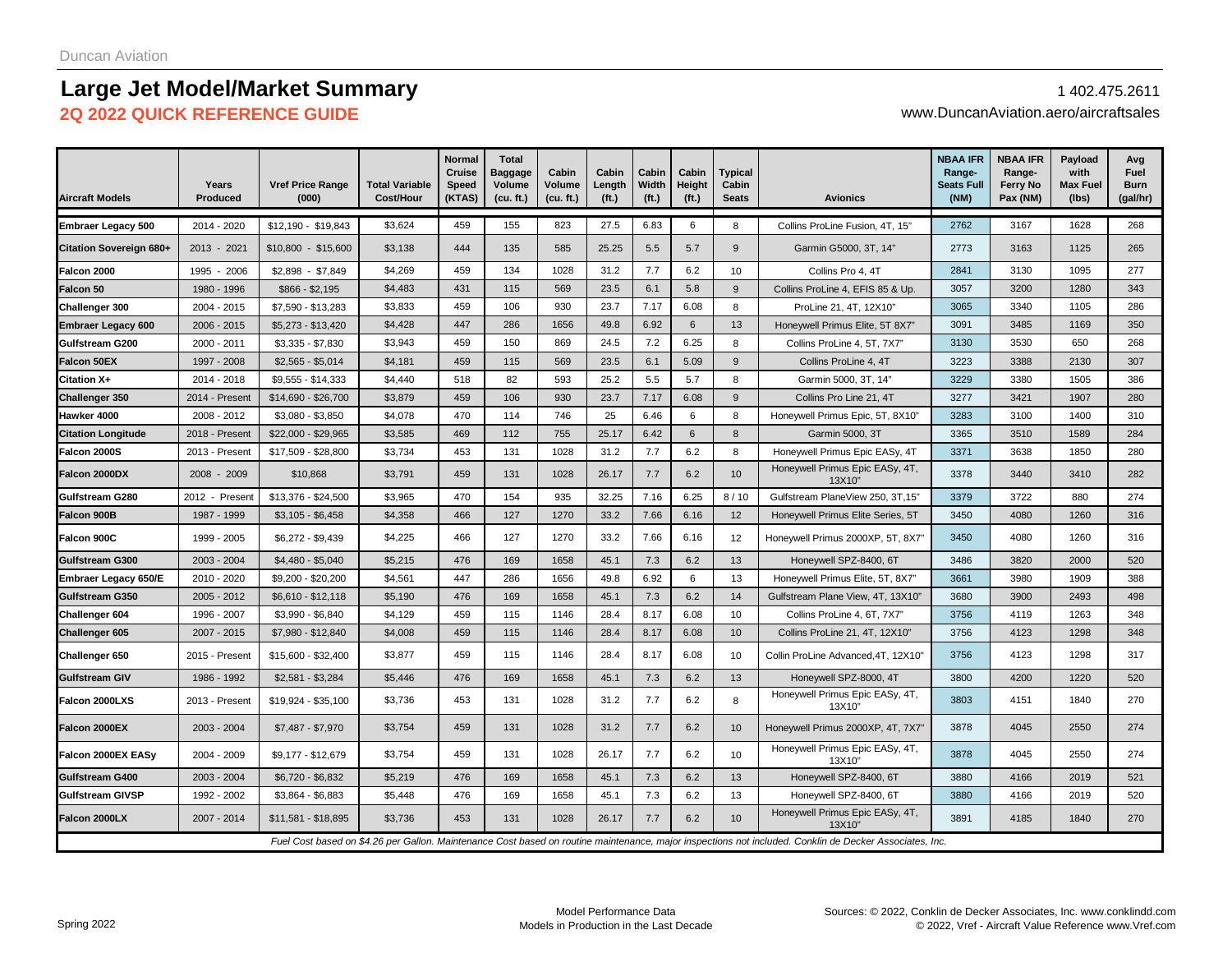Duncan Aviation

# Large Jet Model/Market Summary

1 402.475.2611

## 2Q 2022 QUICK REFERENCE GUIDE

www.DuncanAviation.aero/aircraftsales

| Aircraft Models | Years Produced | Vref Price Range (000) | Total Variable Cost/Hour | Normal Cruise Speed (KTAS) | Total Baggage Volume (cu. ft.) | Cabin Volume (cu. ft.) | Cabin Length (ft.) | Cabin Width (ft.) | Cabin Height (ft.) | Typical Cabin Seats | Avionics | NBAA IFR Range-Seats Full (NM) | NBAA IFR Range-Ferry No Pax (NM) | Payload with Max Fuel (lbs) | Avg Fuel Burn (gal/hr) |
|---|---|---|---|---|---|---|---|---|---|---|---|---|---|---|---|
| **Embraer Legacy 500** | 2014 - 2020 | $12,190 - $19,843 | $3,624 | 459 | 155 | 823 | 27.5 | 6.83 | 6 | 8 | Collins ProLine Fusion, 4T, 15" | 2762 | 3167 | 1628 | 268 |
| **Citation Sovereign 680+** | 2013 - 2021 | $10,800 - $15,600 | $3,138 | 444 | 135 | 585 | 25.25 | 5.5 | 5.7 | 9 | Garmin G5000, 3T, 14" | 2773 | 3163 | 1125 | 265 |
| **Falcon 2000** | 1995 - 2006 | $2,898 - $7,849 | $4,269 | 459 | 134 | 1028 | 31.2 | 7.7 | 6.2 | 10 | Collins Pro 4, 4T | 2841 | 3130 | 1095 | 277 |
| **Falcon 50** | 1980 - 1996 | $866 - $2,195 | $4,483 | 431 | 115 | 569 | 23.5 | 6.1 | 5.8 | 9 | Collins ProLine 4, EFIS 85 & Up. | 3057 | 3200 | 1280 | 343 |
| **Challenger 300** | 2004 - 2015 | $7,590 - $13,283 | $3,833 | 459 | 106 | 930 | 23.7 | 7.17 | 6.08 | 8 | ProLine 21, 4T, 12X10" | 3065 | 3340 | 1105 | 286 |
| **Embraer Legacy 600** | 2006 - 2015 | $5,273 - $13,420 | $4,428 | 447 | 286 | 1656 | 49.8 | 6.92 | 6 | 13 | Honeywell Primus Elite, 5T 8X7" | 3091 | 3485 | 1169 | 350 |
| **Gulfstream G200** | 2000 - 2011 | $3,335 - $7,830 | $3,943 | 459 | 150 | 869 | 24.5 | 7.2 | 6.25 | 8 | Collins ProLine 4, 5T, 7X7" | 3130 | 3530 | 650 | 268 |
| **Falcon 50EX** | 1997 - 2008 | $2,565 - $5,014 | $4,181 | 459 | 115 | 569 | 23.5 | 6.1 | 5.09 | 9 | Collins ProLine 4, 4T | 3223 | 3388 | 2130 | 307 |
| **Citation X+** | 2014 - 2018 | $9,555 - $14,333 | $4,440 | 518 | 82 | 593 | 25.2 | 5.5 | 5.7 | 8 | Garmin 5000, 3T, 14" | 3229 | 3380 | 1505 | 386 |
| **Challenger 350** | 2014 - Present | $14,690 - $26,700 | $3,879 | 459 | 106 | 930 | 23.7 | 7.17 | 6.08 | 9 | Collins Pro Line 21, 4T | 3277 | 3421 | 1907 | 280 |
| **Hawker 4000** | 2008 - 2012 | $3,080 - $3,850 | $4,078 | 470 | 114 | 746 | 25 | 6.46 | 6 | 8 | Honeywell Primus Epic, 5T, 8X10" | 3283 | 3100 | 1400 | 310 |
| **Citation Longitude** | 2018 - Present | $22,000 - $29,965 | $3,585 | 469 | 112 | 755 | 25.17 | 6.42 | 6 | 8 | Garmin 5000, 3T | 3365 | 3510 | 1589 | 284 |
| **Falcon 2000S** | 2013 - Present | $17,509 - $28,800 | $3,734 | 453 | 131 | 1028 | 31.2 | 7.7 | 6.2 | 8 | Honeywell Primus Epic EASy, 4T | 3371 | 3638 | 1850 | 280 |
| **Falcon 2000DX** | 2008 - 2009 | $10,868 | $3,791 | 459 | 131 | 1028 | 26.17 | 7.7 | 6.2 | 10 | Honeywell Primus Epic EASy, 4T, 13X10" | 3378 | 3440 | 3410 | 282 |
| **Gulfstream G280** | 2012 - Present | $13,376 - $24,500 | $3,965 | 470 | 154 | 935 | 32.25 | 7.16 | 6.25 | 8 / 10 | Gulfstream PlaneView 250, 3T,15" | 3379 | 3722 | 880 | 274 |
| **Falcon 900B** | 1987 - 1999 | $3,105 - $6,458 | $4,358 | 466 | 127 | 1270 | 33.2 | 7.66 | 6.16 | 12 | Honeywell Primus Elite Series, 5T | 3450 | 4080 | 1260 | 316 |
| **Falcon 900C** | 1999 - 2005 | $6,272 - $9,439 | $4,225 | 466 | 127 | 1270 | 33.2 | 7.66 | 6.16 | 12 | Honeywell Primus 2000XP, 5T, 8X7" | 3450 | 4080 | 1260 | 316 |
| **Gulfstream G300** | 2003 - 2004 | $4,480 - $5,040 | $5,215 | 476 | 169 | 1658 | 45.1 | 7.3 | 6.2 | 13 | Honeywell SPZ-8400, 6T | 3486 | 3820 | 2000 | 520 |
| **Embraer Legacy 650/E** | 2010 - 2020 | $9,200 - $20,200 | $4,561 | 447 | 286 | 1656 | 49.8 | 6.92 | 6 | 13 | Honeywell Primus Elite, 5T, 8X7" | 3661 | 3980 | 1909 | 388 |
| **Gulfstream G350** | 2005 - 2012 | $6,610 - $12,118 | $5,190 | 476 | 169 | 1658 | 45.1 | 7.3 | 6.2 | 14 | Gulfstream Plane View, 4T, 13X10" | 3680 | 3900 | 2493 | 498 |
| **Challenger 604** | 1996 - 2007 | $3,990 - $6,840 | $4,129 | 459 | 115 | 1146 | 28.4 | 8.17 | 6.08 | 10 | Collins ProLine 4, 6T, 7X7" | 3756 | 4119 | 1263 | 348 |
| **Challenger 605** | 2007 - 2015 | $7,980 - $12,840 | $4,008 | 459 | 115 | 1146 | 28.4 | 8.17 | 6.08 | 10 | Collins ProLine 21, 4T, 12X10" | 3756 | 4123 | 1298 | 348 |
| **Challenger 650** | 2015 - Present | $15,600 - $32,400 | $3,877 | 459 | 115 | 1146 | 28.4 | 8.17 | 6.08 | 10 | Collin ProLine Advanced,4T, 12X10" | 3756 | 4123 | 1298 | 317 |
| **Gulfstream GIV** | 1986 - 1992 | $2,581 - $3,284 | $5,446 | 476 | 169 | 1658 | 45.1 | 7.3 | 6.2 | 13 | Honeywell SPZ-8000, 4T | 3800 | 4200 | 1220 | 520 |
| **Falcon 2000LXS** | 2013 - Present | $19,924 - $35,100 | $3,736 | 453 | 131 | 1028 | 31.2 | 7.7 | 6.2 | 8 | Honeywell Primus Epic EASy, 4T, 13X10" | 3803 | 4151 | 1840 | 270 |
| **Falcon 2000EX** | 2003 - 2004 | $7,487 - $7,970 | $3,754 | 459 | 131 | 1028 | 31.2 | 7.7 | 6.2 | 10 | Honeywell Primus 2000XP, 4T, 7X7" | 3878 | 4045 | 2550 | 274 |
| **Falcon 2000EX EASy** | 2004 - 2009 | $9,177 - $12,679 | $3,754 | 459 | 131 | 1028 | 26.17 | 7.7 | 6.2 | 10 | Honeywell Primus Epic EASy, 4T, 13X10" | 3878 | 4045 | 2550 | 274 |
| **Gulfstream G400** | 2003 - 2004 | $6,720 - $6,832 | $5,219 | 476 | 169 | 1658 | 45.1 | 7.3 | 6.2 | 13 | Honeywell SPZ-8400, 6T | 3880 | 4166 | 2019 | 521 |
| **Gulfstream GIVSP** | 1992 - 2002 | $3,864 - $6,883 | $5,448 | 476 | 169 | 1658 | 45.1 | 7.3 | 6.2 | 13 | Honeywell SPZ-8400, 6T | 3880 | 4166 | 2019 | 520 |
| **Falcon 2000LX** | 2007 - 2014 | $11,581 - $18,895 | $3,736 | 453 | 131 | 1028 | 26.17 | 7.7 | 6.2 | 10 | Honeywell Primus Epic EASy, 4T, 13X10" | 3891 | 4185 | 1840 | 270 |

*Fuel Cost based on $4.26 per Gallon. Maintenance Cost based on routine maintenance, major inspections not included. Conklin de Decker Associates, Inc.*

Spring 2022

Model Performance Data
Models in Production in the Last Decade

Sources: © 2022, Conklin de Decker Associates, Inc. www.conklindd.com
© 2022, Vref - Aircraft Value Reference www.Vref.com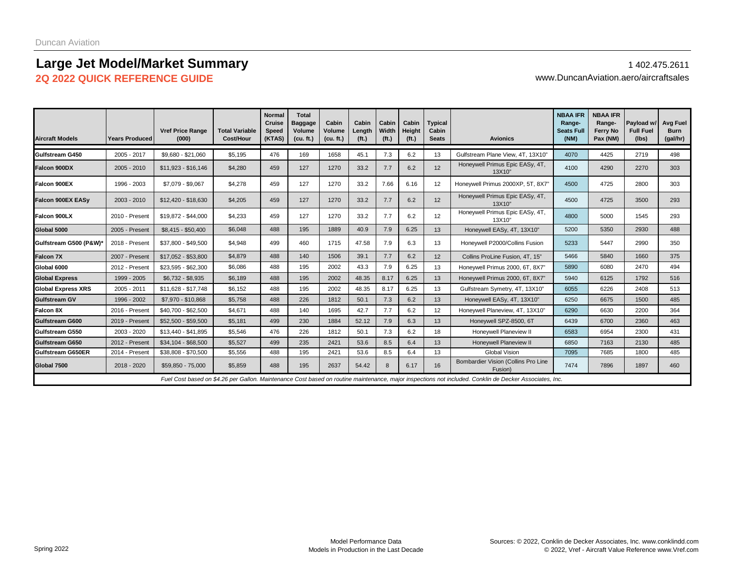Duncan Aviation

# Large Jet Model/Market Summary

1 402.475.2611

## 2Q 2022 QUICK REFERENCE GUIDE

www.DuncanAviation.aero/aircraftsales

| Aircraft Models | Years Produced | Vref Price Range (000) | Total Variable Cost/Hour | Normal Cruise Speed (KTAS) | Total Baggage Volume (cu. ft.) | Cabin Volume (cu. ft.) | Cabin Length (ft.) | Cabin Width (ft.) | Cabin Height (ft.) | Typical Cabin Seats | Avionics | NBAA IFR Range-Seats Full (NM) | NBAA IFR Range-Ferry No Pax (NM) | Payload w/ Full Fuel (lbs) | Avg Fuel Burn (gal/hr) |
|---|---|---|---|---|---|---|---|---|---|---|---|---|---|---|---|
| Gulfstream G450 | 2005 - 2017 | $9,680 - $21,060 | $5,195 | 476 | 169 | 1658 | 45.1 | 7.3 | 6.2 | 13 | Gulfstream Plane View, 4T, 13X10" | 4070 | 4425 | 2719 | 498 |
| Falcon 900DX | 2005 - 2010 | $11,923 - $16,146 | $4,280 | 459 | 127 | 1270 | 33.2 | 7.7 | 6.2 | 12 | Honeywell Primus Epic EASy, 4T, 13X10" | 4100 | 4290 | 2270 | 303 |
| Falcon 900EX | 1996 - 2003 | $7,079 - $9,067 | $4,278 | 459 | 127 | 1270 | 33.2 | 7.66 | 6.16 | 12 | Honeywell Primus 2000XP, 5T, 8X7" | 4500 | 4725 | 2800 | 303 |
| Falcon 900EX EASy | 2003 - 2010 | $12,420 - $18,630 | $4,205 | 459 | 127 | 1270 | 33.2 | 7.7 | 6.2 | 12 | Honeywell Primus Epic EASy, 4T, 13X10" | 4500 | 4725 | 3500 | 293 |
| Falcon 900LX | 2010 - Present | $19,872 - $44,000 | $4,233 | 459 | 127 | 1270 | 33.2 | 7.7 | 6.2 | 12 | Honeywell Primus Epic EASy, 4T, 13X10" | 4800 | 5000 | 1545 | 293 |
| Global 5000 | 2005 - Present | $8,415 - $50,400 | $6,048 | 488 | 195 | 1889 | 40.9 | 7.9 | 6.25 | 13 | Honeywell EASy, 4T, 13X10" | 5200 | 5350 | 2930 | 488 |
| Gulfstream G500 (P&W)* | 2018 - Present | $37,800 - $49,500 | $4,948 | 499 | 460 | 1715 | 47.58 | 7.9 | 6.3 | 13 | Honeywell P2000/Collins Fusion | 5233 | 5447 | 2990 | 350 |
| Falcon 7X | 2007 - Present | $17,052 - $53,800 | $4,879 | 488 | 140 | 1506 | 39.1 | 7.7 | 6.2 | 12 | Collins ProLine Fusion, 4T, 15" | 5466 | 5840 | 1660 | 375 |
| Global 6000 | 2012 - Present | $23,595 - $62,300 | $6,086 | 488 | 195 | 2002 | 43.3 | 7.9 | 6.25 | 13 | Honeywell Primus 2000, 6T, 8X7" | 5890 | 6080 | 2470 | 494 |
| Global Express | 1999 - 2005 | $6,732 - $8,935 | $6,189 | 488 | 195 | 2002 | 48.35 | 8.17 | 6.25 | 13 | Honeywell Primus 2000, 6T, 8X7" | 5940 | 6125 | 1792 | 516 |
| Global Express XRS | 2005 - 2011 | $11,628 - $17,748 | $6,152 | 488 | 195 | 2002 | 48.35 | 8.17 | 6.25 | 13 | Gulfstream Symetry, 4T, 13X10" | 6055 | 6226 | 2408 | 513 |
| Gulfstream GV | 1996 - 2002 | $7,970 - $10,868 | $5,758 | 488 | 226 | 1812 | 50.1 | 7.3 | 6.2 | 13 | Honeywell EASy, 4T, 13X10" | 6250 | 6675 | 1500 | 485 |
| Falcon 8X | 2016 - Present | $40,700 - $62,500 | $4,671 | 488 | 140 | 1695 | 42.7 | 7.7 | 6.2 | 12 | Honeywell Planeview, 4T, 13X10" | 6290 | 6630 | 2200 | 364 |
| Gulfstream G600 | 2019 - Present | $52,500 - $59,500 | $5,181 | 499 | 230 | 1884 | 52.12 | 7.9 | 6.3 | 13 | Honeywell SPZ-8500, 6T | 6439 | 6700 | 2360 | 463 |
| Gulfstream G550 | 2003 - 2020 | $13,440 - $41,895 | $5,546 | 476 | 226 | 1812 | 50.1 | 7.3 | 6.2 | 18 | Honeywell Planeview II | 6583 | 6954 | 2300 | 431 |
| Gulfstream G650 | 2012 - Present | $34,104 - $68,500 | $5,527 | 499 | 235 | 2421 | 53.6 | 8.5 | 6.4 | 13 | Honeywell Planeview II | 6850 | 7163 | 2130 | 485 |
| Gulfstream G650ER | 2014 - Present | $38,808 - $70,500 | $5,556 | 488 | 195 | 2421 | 53.6 | 8.5 | 6.4 | 13 | Global Vision | 7095 | 7685 | 1800 | 485 |
| Global 7500 | 2018 - 2020 | $59,850 - 75,000 | $5,859 | 488 | 195 | 2637 | 54.42 | 8 | 6.17 | 16 | Bombardier Vision (Collins Pro Line Fusion) | 7474 | 7896 | 1897 | 460 |

*Fuel Cost based on $4.26 per Gallon. Maintenance Cost based on routine maintenance, major inspections not included. Conklin de Decker Associates, Inc.*

Spring 2022

Model Performance Data
Models in Production in the Last Decade

Sources: © 2022, Conklin de Decker Associates, Inc. www.conklindd.com
© 2022, Vref - Aircraft Value Reference www.Vref.com